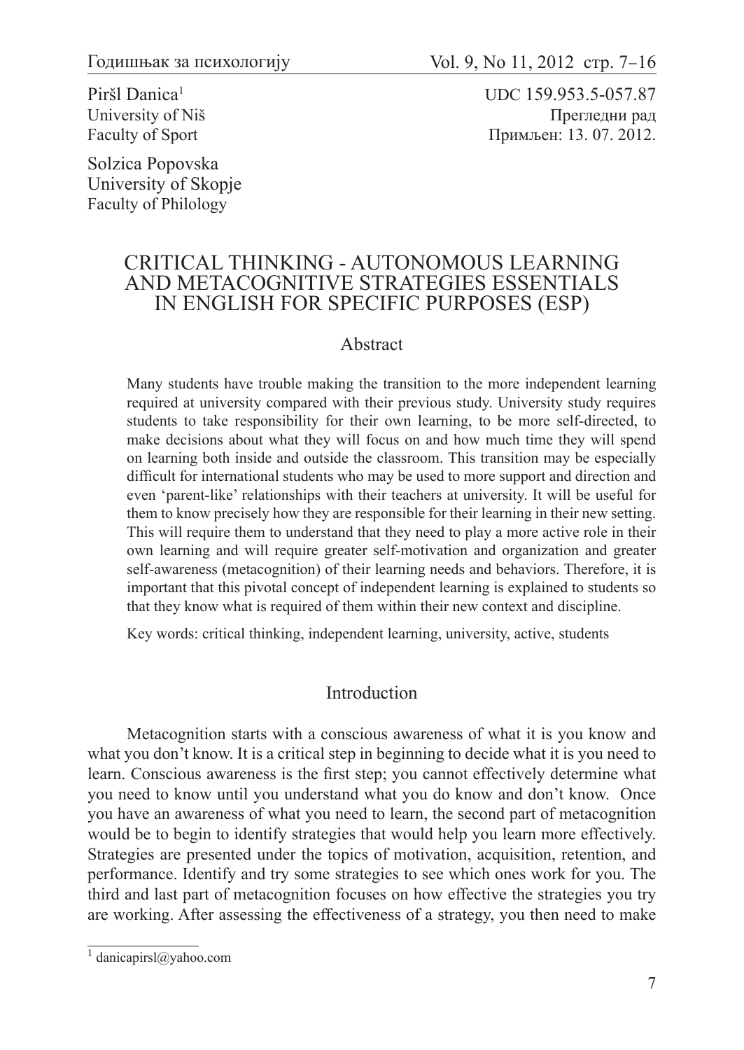Piršl Danica[1]
University of Niš
Faculty of Sport

UDC 159.953.5-057.87
Прегледни рад
Примљен: 13. 07. 2012.

Solzica Popovska
University of Skopje
Faculty of Philology

# CRITICAL THINKING - AUTONOMOUS LEARNING AND METACOGNITIVE STRATEGIES ESSENTIALS IN ENGLISH FOR SPECIFIC PURPOSES (ESP)

## Abstract

Many students have trouble making the transition to the more independent learning required at university compared with their previous study. University study requires students to take responsibility for their own learning, to be more self-directed, to make decisions about what they will focus on and how much time they will spend on learning both inside and outside the classroom. This transition may be especially difficult for international students who may be used to more support and direction and even 'parent-like' relationships with their teachers at university. It will be useful for them to know precisely how they are responsible for their learning in their new setting. This will require them to understand that they need to play a more active role in their own learning and will require greater self-motivation and organization and greater self-awareness (metacognition) of their learning needs and behaviors. Therefore, it is important that this pivotal concept of independent learning is explained to students so that they know what is required of them within their new context and discipline.

Key words: critical thinking, independent learning, university, active, students

## Introduction

Metacognition starts with a conscious awareness of what it is you know and what you don't know. It is a critical step in beginning to decide what it is you need to learn. Conscious awareness is the first step; you cannot effectively determine what you need to know until you understand what you do know and don't know. Once you have an awareness of what you need to learn, the second part of metacognition would be to begin to identify strategies that would help you learn more effectively. Strategies are presented under the topics of motivation, acquisition, retention, and performance. Identify and try some strategies to see which ones work for you. The third and last part of metacognition focuses on how effective the strategies you try are working. After assessing the effectiveness of a strategy, you then need to make

[1] danicapirsl@yahoo.com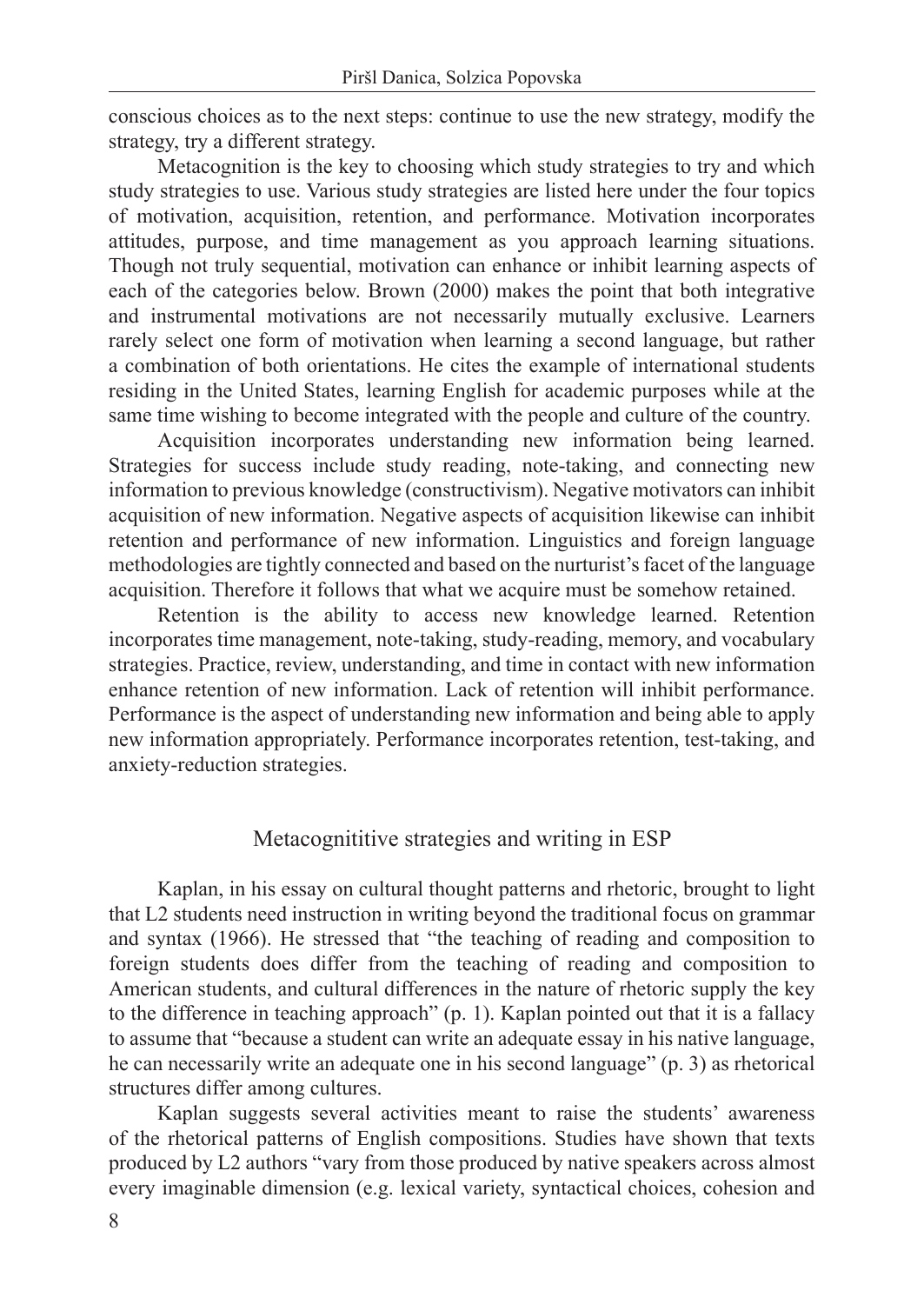conscious choices as to the next steps: continue to use the new strategy, modify the strategy, try a different strategy.

Metacognition is the key to choosing which study strategies to try and which study strategies to use. Various study strategies are listed here under the four topics of motivation, acquisition, retention, and performance. Motivation incorporates attitudes, purpose, and time management as you approach learning situations. Though not truly sequential, motivation can enhance or inhibit learning aspects of each of the categories below. Brown (2000) makes the point that both integrative and instrumental motivations are not necessarily mutually exclusive. Learners rarely select one form of motivation when learning a second language, but rather a combination of both orientations. He cites the example of international students residing in the United States, learning English for academic purposes while at the same time wishing to become integrated with the people and culture of the country.

Acquisition incorporates understanding new information being learned. Strategies for success include study reading, note-taking, and connecting new information to previous knowledge (constructivism). Negative motivators can inhibit acquisition of new information. Negative aspects of acquisition likewise can inhibit retention and performance of new information. Linguistics and foreign language methodologies are tightly connected and based on the nurturist's facet of the language acquisition. Therefore it follows that what we acquire must be somehow retained.

Retention is the ability to access new knowledge learned. Retention incorporates time management, note-taking, study-reading, memory, and vocabulary strategies. Practice, review, understanding, and time in contact with new information enhance retention of new information. Lack of retention will inhibit performance. Performance is the aspect of understanding new information and being able to apply new information appropriately. Performance incorporates retention, test-taking, and anxiety-reduction strategies.

## Metacognititive strategies and writing in ESP

Kaplan, in his essay on cultural thought patterns and rhetoric, brought to light that L2 students need instruction in writing beyond the traditional focus on grammar and syntax (1966). He stressed that "the teaching of reading and composition to foreign students does differ from the teaching of reading and composition to American students, and cultural differences in the nature of rhetoric supply the key to the difference in teaching approach" (p. 1). Kaplan pointed out that it is a fallacy to assume that "because a student can write an adequate essay in his native language, he can necessarily write an adequate one in his second language" (p. 3) as rhetorical structures differ among cultures.

Kaplan suggests several activities meant to raise the students' awareness of the rhetorical patterns of English compositions. Studies have shown that texts produced by L2 authors "vary from those produced by native speakers across almost every imaginable dimension (e.g. lexical variety, syntactical choices, cohesion and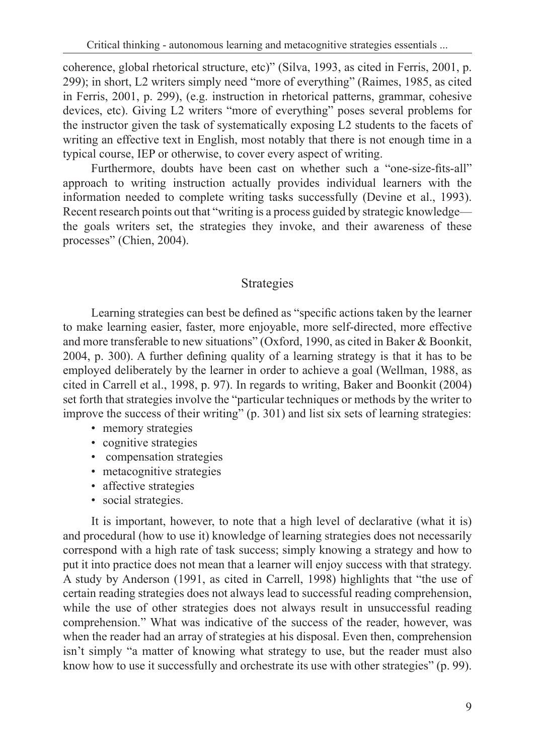coherence, global rhetorical structure, etc)" (Silva, 1993, as cited in Ferris, 2001, p. 299); in short, L2 writers simply need "more of everything" (Raimes, 1985, as cited in Ferris, 2001, p. 299), (e.g. instruction in rhetorical patterns, grammar, cohesive devices, etc). Giving L2 writers "more of everything" poses several problems for the instructor given the task of systematically exposing L2 students to the facets of writing an effective text in English, most notably that there is not enough time in a typical course, IEP or otherwise, to cover every aspect of writing.

Furthermore, doubts have been cast on whether such a "one-size-fits-all" approach to writing instruction actually provides individual learners with the information needed to complete writing tasks successfully (Devine et al., 1993). Recent research points out that "writing is a process guided by strategic knowledge—the goals writers set, the strategies they invoke, and their awareness of these processes" (Chien, 2004).

## Strategies

Learning strategies can best be defined as "specific actions taken by the learner to make learning easier, faster, more enjoyable, more self-directed, more effective and more transferable to new situations" (Oxford, 1990, as cited in Baker & Boonkit, 2004, p. 300). A further defining quality of a learning strategy is that it has to be employed deliberately by the learner in order to achieve a goal (Wellman, 1988, as cited in Carrell et al., 1998, p. 97). In regards to writing, Baker and Boonkit (2004) set forth that strategies involve the "particular techniques or methods by the writer to improve the success of their writing" (p. 301) and list six sets of learning strategies:

- memory strategies
- cognitive strategies
- compensation strategies
- metacognitive strategies
- affective strategies
- social strategies.

It is important, however, to note that a high level of declarative (what it is) and procedural (how to use it) knowledge of learning strategies does not necessarily correspond with a high rate of task success; simply knowing a strategy and how to put it into practice does not mean that a learner will enjoy success with that strategy. A study by Anderson (1991, as cited in Carrell, 1998) highlights that "the use of certain reading strategies does not always lead to successful reading comprehension, while the use of other strategies does not always result in unsuccessful reading comprehension." What was indicative of the success of the reader, however, was when the reader had an array of strategies at his disposal. Even then, comprehension isn't simply "a matter of knowing what strategy to use, but the reader must also know how to use it successfully and orchestrate its use with other strategies" (p. 99).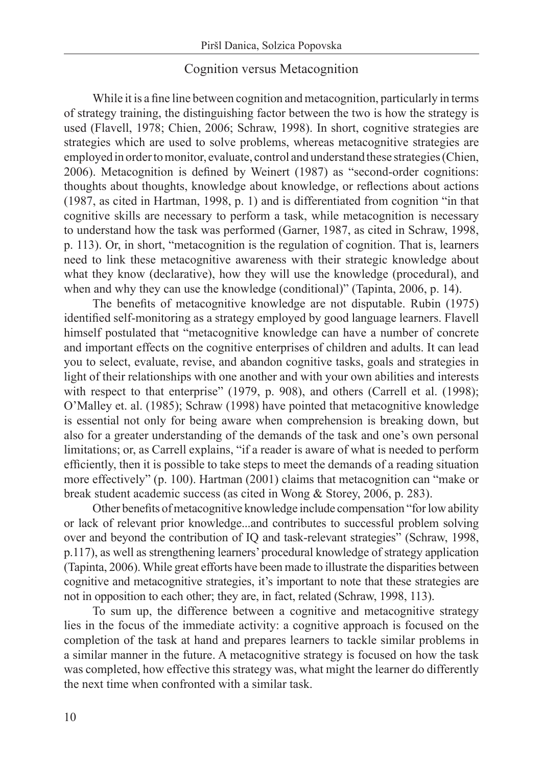## Cognition versus Metacognition

While it is a fine line between cognition and metacognition, particularly in terms of strategy training, the distinguishing factor between the two is how the strategy is used (Flavell, 1978; Chien, 2006; Schraw, 1998). In short, cognitive strategies are strategies which are used to solve problems, whereas metacognitive strategies are employed in order to monitor, evaluate, control and understand these strategies (Chien, 2006). Metacognition is defined by Weinert (1987) as "second-order cognitions: thoughts about thoughts, knowledge about knowledge, or reflections about actions (1987, as cited in Hartman, 1998, p. 1) and is differentiated from cognition "in that cognitive skills are necessary to perform a task, while metacognition is necessary to understand how the task was performed (Garner, 1987, as cited in Schraw, 1998, p. 113). Or, in short, "metacognition is the regulation of cognition. That is, learners need to link these metacognitive awareness with their strategic knowledge about what they know (declarative), how they will use the knowledge (procedural), and when and why they can use the knowledge (conditional)" (Tapinta, 2006, p. 14).

The benefits of metacognitive knowledge are not disputable. Rubin (1975) identified self-monitoring as a strategy employed by good language learners. Flavell himself postulated that "metacognitive knowledge can have a number of concrete and important effects on the cognitive enterprises of children and adults. It can lead you to select, evaluate, revise, and abandon cognitive tasks, goals and strategies in light of their relationships with one another and with your own abilities and interests with respect to that enterprise" (1979, p. 908), and others (Carrell et al. (1998); O'Malley et. al. (1985); Schraw (1998) have pointed that metacognitive knowledge is essential not only for being aware when comprehension is breaking down, but also for a greater understanding of the demands of the task and one's own personal limitations; or, as Carrell explains, "if a reader is aware of what is needed to perform efficiently, then it is possible to take steps to meet the demands of a reading situation more effectively" (p. 100). Hartman (2001) claims that metacognition can "make or break student academic success (as cited in Wong & Storey, 2006, p. 283).

Other benefits of metacognitive knowledge include compensation "for low ability or lack of relevant prior knowledge...and contributes to successful problem solving over and beyond the contribution of IQ and task-relevant strategies" (Schraw, 1998, p.117), as well as strengthening learners' procedural knowledge of strategy application (Tapinta, 2006). While great efforts have been made to illustrate the disparities between cognitive and metacognitive strategies, it's important to note that these strategies are not in opposition to each other; they are, in fact, related (Schraw, 1998, 113).

To sum up, the difference between a cognitive and metacognitive strategy lies in the focus of the immediate activity: a cognitive approach is focused on the completion of the task at hand and prepares learners to tackle similar problems in a similar manner in the future. A metacognitive strategy is focused on how the task was completed, how effective this strategy was, what might the learner do differently the next time when confronted with a similar task.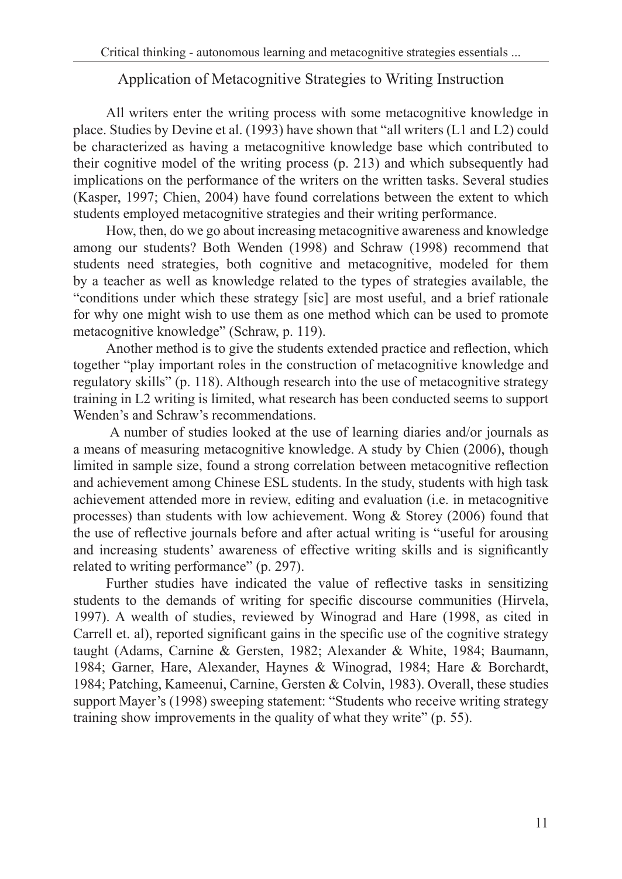## Application of Metacognitive Strategies to Writing Instruction

All writers enter the writing process with some metacognitive knowledge in place. Studies by Devine et al. (1993) have shown that "all writers (L1 and L2) could be characterized as having a metacognitive knowledge base which contributed to their cognitive model of the writing process (p. 213) and which subsequently had implications on the performance of the writers on the written tasks. Several studies (Kasper, 1997; Chien, 2004) have found correlations between the extent to which students employed metacognitive strategies and their writing performance.

How, then, do we go about increasing metacognitive awareness and knowledge among our students? Both Wenden (1998) and Schraw (1998) recommend that students need strategies, both cognitive and metacognitive, modeled for them by a teacher as well as knowledge related to the types of strategies available, the "conditions under which these strategy [sic] are most useful, and a brief rationale for why one might wish to use them as one method which can be used to promote metacognitive knowledge" (Schraw, p. 119).

Another method is to give the students extended practice and reflection, which together "play important roles in the construction of metacognitive knowledge and regulatory skills" (p. 118). Although research into the use of metacognitive strategy training in L2 writing is limited, what research has been conducted seems to support Wenden's and Schraw's recommendations.

A number of studies looked at the use of learning diaries and/or journals as a means of measuring metacognitive knowledge. A study by Chien (2006), though limited in sample size, found a strong correlation between metacognitive reflection and achievement among Chinese ESL students. In the study, students with high task achievement attended more in review, editing and evaluation (i.e. in metacognitive processes) than students with low achievement. Wong & Storey (2006) found that the use of reflective journals before and after actual writing is "useful for arousing and increasing students' awareness of effective writing skills and is significantly related to writing performance" (p. 297).

Further studies have indicated the value of reflective tasks in sensitizing students to the demands of writing for specific discourse communities (Hirvela, 1997). A wealth of studies, reviewed by Winograd and Hare (1998, as cited in Carrell et. al), reported significant gains in the specific use of the cognitive strategy taught (Adams, Carnine & Gersten, 1982; Alexander & White, 1984; Baumann, 1984; Garner, Hare, Alexander, Haynes & Winograd, 1984; Hare & Borchardt, 1984; Patching, Kameenui, Carnine, Gersten & Colvin, 1983). Overall, these studies support Mayer's (1998) sweeping statement: "Students who receive writing strategy training show improvements in the quality of what they write" (p. 55).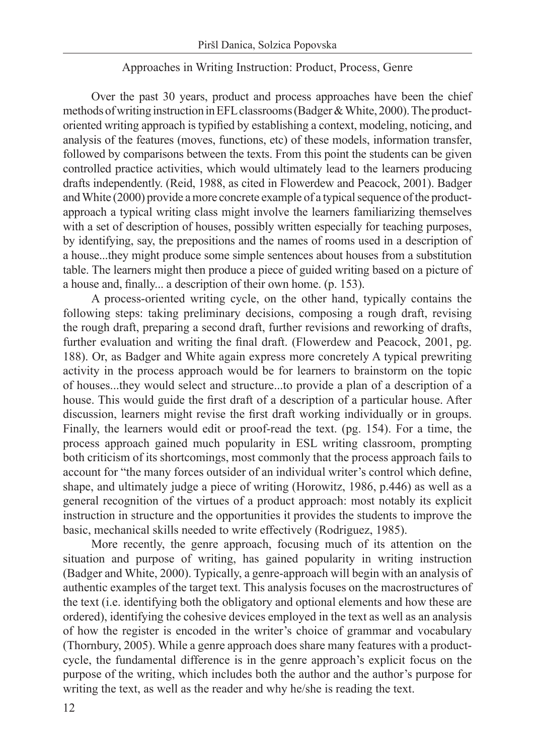## Approaches in Writing Instruction: Product, Process, Genre

Over the past 30 years, product and process approaches have been the chief methods of writing instruction in EFL classrooms (Badger & White, 2000). The product-oriented writing approach is typified by establishing a context, modeling, noticing, and analysis of the features (moves, functions, etc) of these models, information transfer, followed by comparisons between the texts. From this point the students can be given controlled practice activities, which would ultimately lead to the learners producing drafts independently. (Reid, 1988, as cited in Flowerdew and Peacock, 2001). Badger and White (2000) provide a more concrete example of a typical sequence of the product-approach a typical writing class might involve the learners familiarizing themselves with a set of description of houses, possibly written especially for teaching purposes, by identifying, say, the prepositions and the names of rooms used in a description of a house...they might produce some simple sentences about houses from a substitution table. The learners might then produce a piece of guided writing based on a picture of a house and, finally... a description of their own home. (p. 153).

A process-oriented writing cycle, on the other hand, typically contains the following steps: taking preliminary decisions, composing a rough draft, revising the rough draft, preparing a second draft, further revisions and reworking of drafts, further evaluation and writing the final draft. (Flowerdew and Peacock, 2001, pg. 188). Or, as Badger and White again express more concretely A typical prewriting activity in the process approach would be for learners to brainstorm on the topic of houses...they would select and structure...to provide a plan of a description of a house. This would guide the first draft of a description of a particular house. After discussion, learners might revise the first draft working individually or in groups. Finally, the learners would edit or proof-read the text. (pg. 154). For a time, the process approach gained much popularity in ESL writing classroom, prompting both criticism of its shortcomings, most commonly that the process approach fails to account for "the many forces outsider of an individual writer's control which define, shape, and ultimately judge a piece of writing (Horowitz, 1986, p.446) as well as a general recognition of the virtues of a product approach: most notably its explicit instruction in structure and the opportunities it provides the students to improve the basic, mechanical skills needed to write effectively (Rodriguez, 1985).

More recently, the genre approach, focusing much of its attention on the situation and purpose of writing, has gained popularity in writing instruction (Badger and White, 2000). Typically, a genre-approach will begin with an analysis of authentic examples of the target text. This analysis focuses on the macrostructures of the text (i.e. identifying both the obligatory and optional elements and how these are ordered), identifying the cohesive devices employed in the text as well as an analysis of how the register is encoded in the writer's choice of grammar and vocabulary (Thornbury, 2005). While a genre approach does share many features with a product-cycle, the fundamental difference is in the genre approach's explicit focus on the purpose of the writing, which includes both the author and the author's purpose for writing the text, as well as the reader and why he/she is reading the text.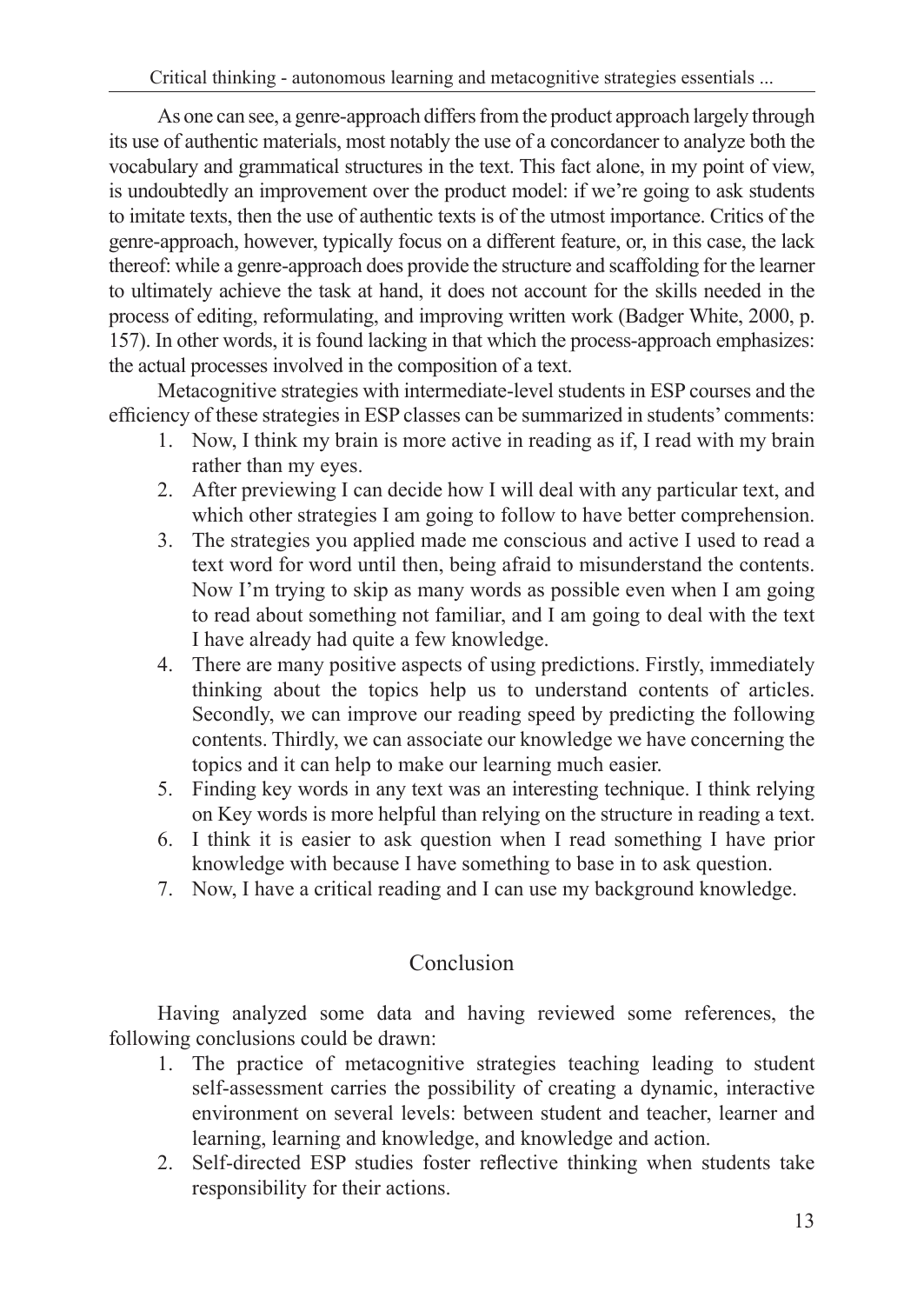As one can see, a genre-approach differs from the product approach largely through its use of authentic materials, most notably the use of a concordancer to analyze both the vocabulary and grammatical structures in the text. This fact alone, in my point of view, is undoubtedly an improvement over the product model: if we're going to ask students to imitate texts, then the use of authentic texts is of the utmost importance. Critics of the genre-approach, however, typically focus on a different feature, or, in this case, the lack thereof: while a genre-approach does provide the structure and scaffolding for the learner to ultimately achieve the task at hand, it does not account for the skills needed in the process of editing, reformulating, and improving written work (Badger White, 2000, p. 157). In other words, it is found lacking in that which the process-approach emphasizes: the actual processes involved in the composition of a text.

Metacognitive strategies with intermediate-level students in ESP courses and the efficiency of these strategies in ESP classes can be summarized in students' comments:

1. Now, I think my brain is more active in reading as if, I read with my brain rather than my eyes.
2. After previewing I can decide how I will deal with any particular text, and which other strategies I am going to follow to have better comprehension.
3. The strategies you applied made me conscious and active I used to read a text word for word until then, being afraid to misunderstand the contents. Now I'm trying to skip as many words as possible even when I am going to read about something not familiar, and I am going to deal with the text I have already had quite a few knowledge.
4. There are many positive aspects of using predictions. Firstly, immediately thinking about the topics help us to understand contents of articles. Secondly, we can improve our reading speed by predicting the following contents. Thirdly, we can associate our knowledge we have concerning the topics and it can help to make our learning much easier.
5. Finding key words in any text was an interesting technique. I think relying on Key words is more helpful than relying on the structure in reading a text.
6. I think it is easier to ask question when I read something I have prior knowledge with because I have something to base in to ask question.
7. Now, I have a critical reading and I can use my background knowledge.

## Conclusion

Having analyzed some data and having reviewed some references, the following conclusions could be drawn:

1. The practice of metacognitive strategies teaching leading to student self-assessment carries the possibility of creating a dynamic, interactive environment on several levels: between student and teacher, learner and learning, learning and knowledge, and knowledge and action.
2. Self-directed ESP studies foster reflective thinking when students take responsibility for their actions.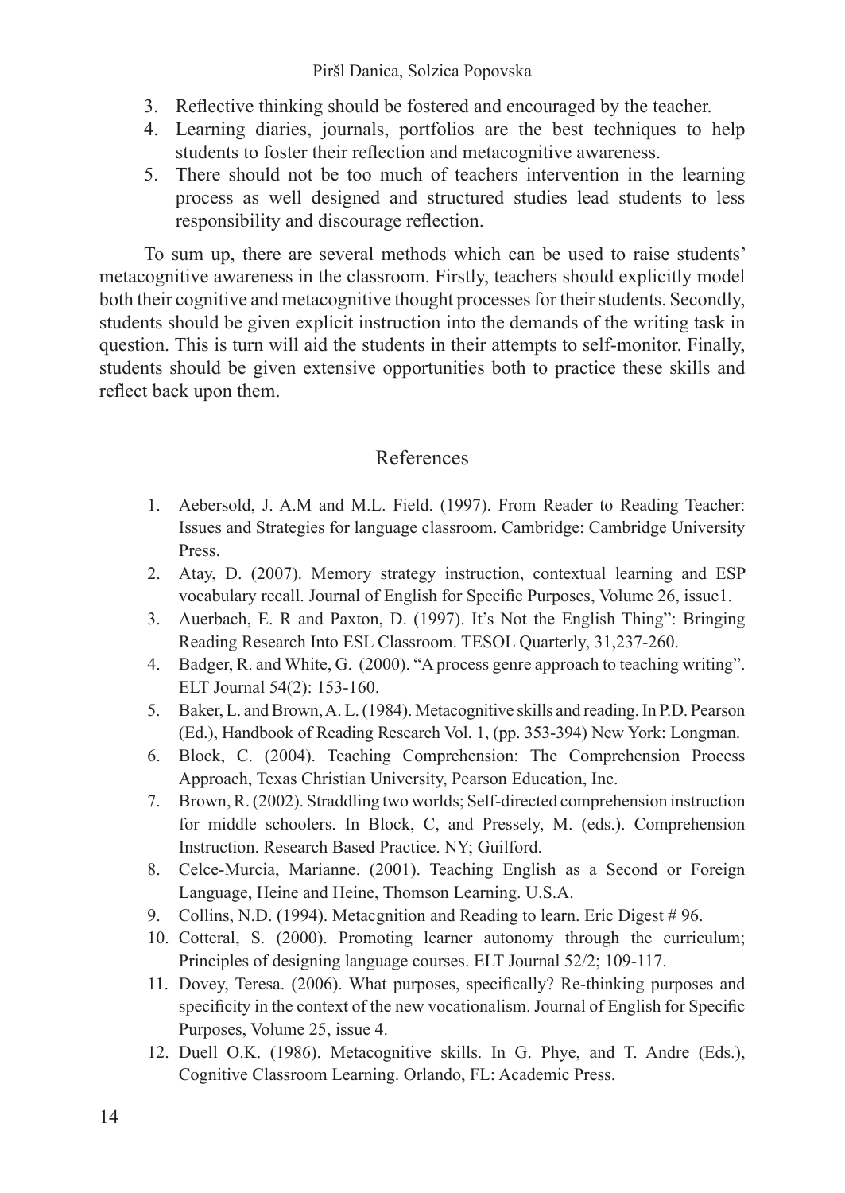3. Reflective thinking should be fostered and encouraged by the teacher.
4. Learning diaries, journals, portfolios are the best techniques to help students to foster their reflection and metacognitive awareness.
5. There should not be too much of teachers intervention in the learning process as well designed and structured studies lead students to less responsibility and discourage reflection.

To sum up, there are several methods which can be used to raise students' metacognitive awareness in the classroom. Firstly, teachers should explicitly model both their cognitive and metacognitive thought processes for their students. Secondly, students should be given explicit instruction into the demands of the writing task in question. This is turn will aid the students in their attempts to self-monitor. Finally, students should be given extensive opportunities both to practice these skills and reflect back upon them.

## References

1. Aebersold, J. A.M and M.L. Field. (1997). From Reader to Reading Teacher: Issues and Strategies for language classroom. Cambridge: Cambridge University Press.
2. Atay, D. (2007). Memory strategy instruction, contextual learning and ESP vocabulary recall. Journal of English for Specific Purposes, Volume 26, issue1.
3. Auerbach, E. R and Paxton, D. (1997). It's Not the English Thing": Bringing Reading Research Into ESL Classroom. TESOL Quarterly, 31,237-260.
4. Badger, R. and White, G. (2000). "A process genre approach to teaching writing". ELT Journal 54(2): 153-160.
5. Baker, L. and Brown, A. L. (1984). Metacognitive skills and reading. In P.D. Pearson (Ed.), Handbook of Reading Research Vol. 1, (pp. 353-394) New York: Longman.
6. Block, C. (2004). Teaching Comprehension: The Comprehension Process Approach, Texas Christian University, Pearson Education, Inc.
7. Brown, R. (2002). Straddling two worlds; Self-directed comprehension instruction for middle schoolers. In Block, C, and Pressely, M. (eds.). Comprehension Instruction. Research Based Practice. NY; Guilford.
8. Celce-Murcia, Marianne. (2001). Teaching English as a Second or Foreign Language, Heine and Heine, Thomson Learning. U.S.A.
9. Collins, N.D. (1994). Metacgnition and Reading to learn. Eric Digest # 96.
10. Cotteral, S. (2000). Promoting learner autonomy through the curriculum; Principles of designing language courses. ELT Journal 52/2; 109-117.
11. Dovey, Teresa. (2006). What purposes, specifically? Re-thinking purposes and specificity in the context of the new vocationalism. Journal of English for Specific Purposes, Volume 25, issue 4.
12. Duell O.K. (1986). Metacognitive skills. In G. Phye, and T. Andre (Eds.), Cognitive Classroom Learning. Orlando, FL: Academic Press.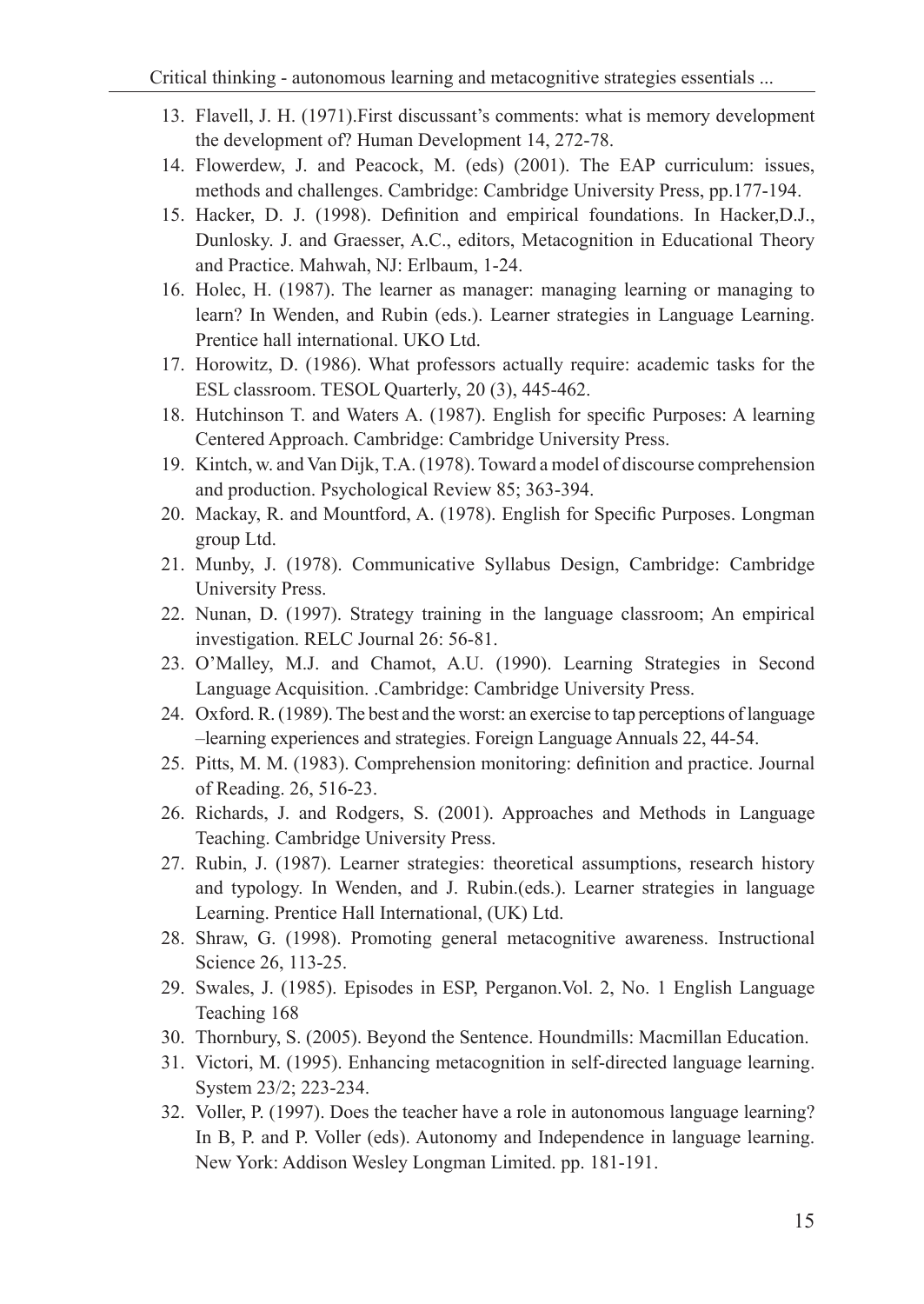13. Flavell, J. H. (1971).First discussant's comments: what is memory development the development of? Human Development 14, 272-78.
14. Flowerdew, J. and Peacock, M. (eds) (2001). The EAP curriculum: issues, methods and challenges. Cambridge: Cambridge University Press, pp.177-194.
15. Hacker, D. J. (1998). Definition and empirical foundations. In Hacker,D.J., Dunlosky. J. and Graesser, A.C., editors, Metacognition in Educational Theory and Practice. Mahwah, NJ: Erlbaum, 1-24.
16. Holec, H. (1987). The learner as manager: managing learning or managing to learn? In Wenden, and Rubin (eds.). Learner strategies in Language Learning. Prentice hall international. UKO Ltd.
17. Horowitz, D. (1986). What professors actually require: academic tasks for the ESL classroom. TESOL Quarterly, 20 (3), 445-462.
18. Hutchinson T. and Waters A. (1987). English for specific Purposes: A learning Centered Approach. Cambridge: Cambridge University Press.
19. Kintch, w. and Van Dijk, T.A. (1978). Toward a model of discourse comprehension and production. Psychological Review 85; 363-394.
20. Mackay, R. and Mountford, A. (1978). English for Specific Purposes. Longman group Ltd.
21. Munby, J. (1978). Communicative Syllabus Design, Cambridge: Cambridge University Press.
22. Nunan, D. (1997). Strategy training in the language classroom; An empirical investigation. RELC Journal 26: 56-81.
23. O'Malley, M.J. and Chamot, A.U. (1990). Learning Strategies in Second Language Acquisition. .Cambridge: Cambridge University Press.
24. Oxford. R. (1989). The best and the worst: an exercise to tap perceptions of language –learning experiences and strategies. Foreign Language Annuals 22, 44-54.
25. Pitts, M. M. (1983). Comprehension monitoring: definition and practice. Journal of Reading. 26, 516-23.
26. Richards, J. and Rodgers, S. (2001). Approaches and Methods in Language Teaching. Cambridge University Press.
27. Rubin, J. (1987). Learner strategies: theoretical assumptions, research history and typology. In Wenden, and J. Rubin.(eds.). Learner strategies in language Learning. Prentice Hall International, (UK) Ltd.
28. Shraw, G. (1998). Promoting general metacognitive awareness. Instructional Science 26, 113-25.
29. Swales, J. (1985). Episodes in ESP, Perganon.Vol. 2, No. 1 English Language Teaching 168
30. Thornbury, S. (2005). Beyond the Sentence. Houndmills: Macmillan Education.
31. Victori, M. (1995). Enhancing metacognition in self-directed language learning. System 23/2; 223-234.
32. Voller, P. (1997). Does the teacher have a role in autonomous language learning? In B, P. and P. Voller (eds). Autonomy and Independence in language learning. New York: Addison Wesley Longman Limited. pp. 181-191.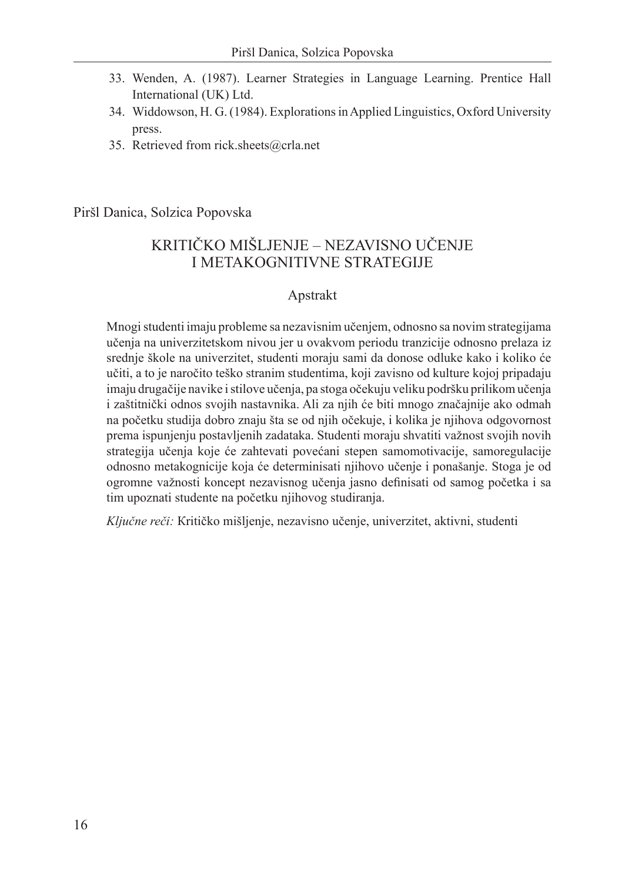33. Wenden, A. (1987). Learner Strategies in Language Learning. Prentice Hall International (UK) Ltd.
34. Widdowson, H. G. (1984). Explorations in Applied Linguistics, Oxford University press.
35. Retrieved from rick.sheets@crla.net

Piršl Danica, Solzica Popovska

## KRITIČKO MIŠLJENJE – NEZAVISNO UČENJE I METAKOGNITIVNE STRATEGIJE

### Apstrakt

Mnogi studenti imaju probleme sa nezavisnim učenjem, odnosno sa novim strategijama učenja na univerzitetskom nivou jer u ovakvom periodu tranzicije odnosno prelaza iz srednje škole na univerzitet, studenti moraju sami da donose odluke kako i koliko će učiti, a to je naročito teško stranim studentima, koji zavisno od kulture kojoj pripadaju imaju drugačije navike i stilove učenja, pa stoga očekuju veliku podršku prilikom učenja i zaštitnički odnos svojih nastavnika. Ali za njih će biti mnogo značajnije ako odmah na početku studija dobro znaju šta se od njih očekuje, i kolika je njihova odgovornost prema ispunjenju postavljenih zadataka. Studenti moraju shvatiti važnost svojih novih strategija učenja koje će zahtevati povećani stepen samomotivacije, samoregulacije odnosno metakognicije koja će determinisati njihovo učenje i ponašanje. Stoga je od ogromne važnosti koncept nezavisnog učenja jasno definisati od samog početka i sa tim upoznati studente na početku njihovog studiranja.

*Ključne reči:* Kritičko mišljenje, nezavisno učenje, univerzitet, aktivni, studenti